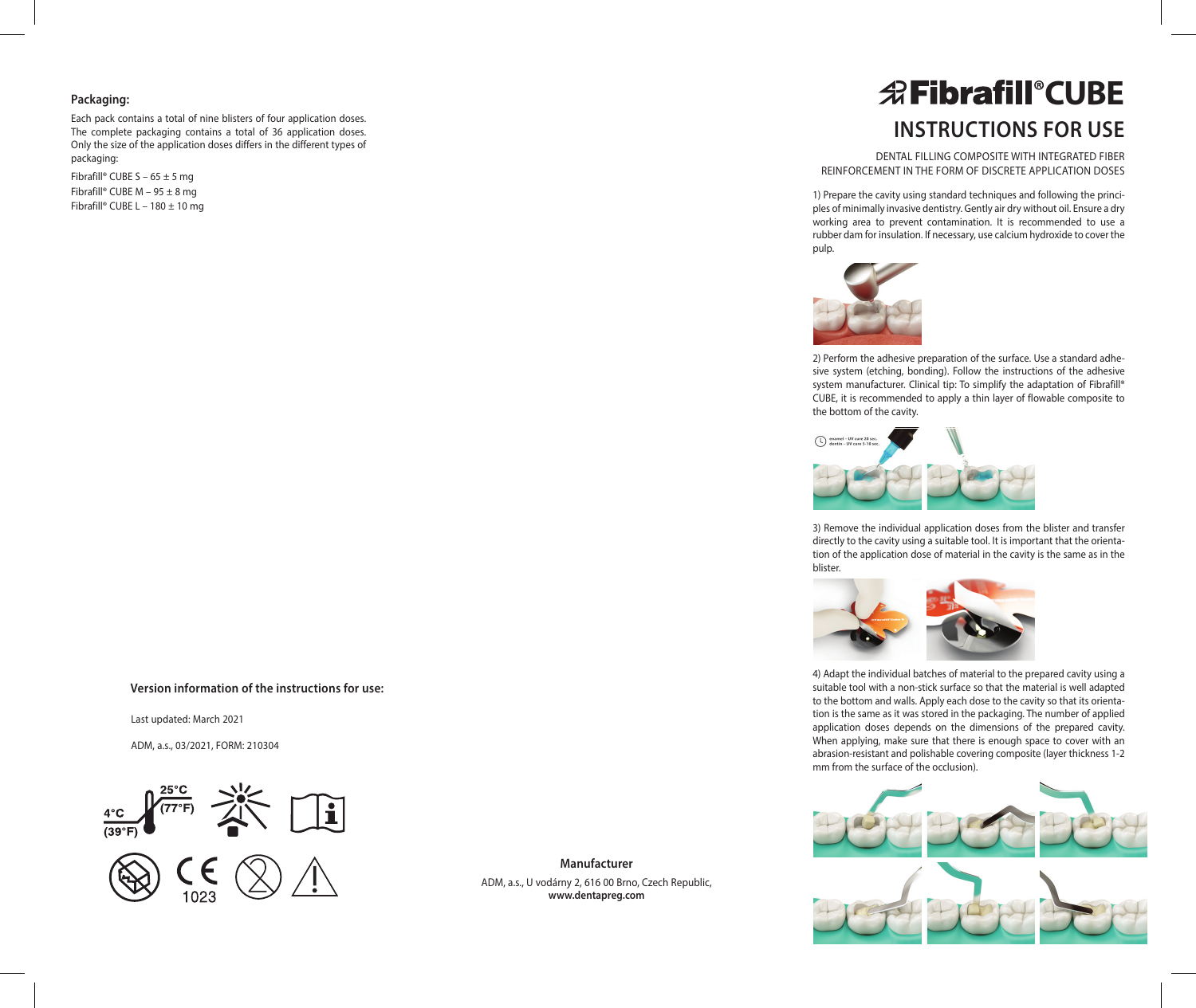# Fibrafill® CUBE

## INSTRUCTIONS FOR USE

DENTAL FILLING COMPOSITE WITH INTEGRATED FIBER REINFORCEMENT IN THE FORM OF DISCRETE APPLICATION DOSES

1) Prepare the cavity using standard techniques and following the principles of minimally invasive dentistry. Gently air dry without oil. Ensure a dry working area to prevent contamination. It is recommended to use a rubber dam for insulation. If necessary, use calcium hydroxide to cover the pulp.

2) Perform the adhesive preparation of the surface. Use a standard adhesive system (etching, bonding). Follow the instructions of the adhesive system manufacturer. Clinical tip: To simplify the adaptation of Fibrafill® CUBE, it is recommended to apply a thin layer of flowable composite to the bottom of the cavity.

enamel – UV cure 20 sec.
dentin – UV cure 5-10 sec.

3) Remove the individual application doses from the blister and transfer directly to the cavity using a suitable tool. It is important that the orientation of the application dose of material in the cavity is the same as in the blister.

4) Adapt the individual batches of material to the prepared cavity using a suitable tool with a non-stick surface so that the material is well adapted to the bottom and walls. Apply each dose to the cavity so that its orientation is the same as it was stored in the packaging. The number of applied application doses depends on the dimensions of the prepared cavity. When applying, make sure that there is enough space to cover with an abrasion-resistant and polishable covering composite (layer thickness 1-2 mm from the surface of the occlusion).

### Packaging:

Each pack contains a total of nine blisters of four application doses. The complete packaging contains a total of 36 application doses. Only the size of the application doses differs in the different types of packaging:

Fibrafill® CUBE S – 65 ± 5 mg
Fibrafill® CUBE M – 95 ± 8 mg
Fibrafill® CUBE L – 180 ± 10 mg

### Version information of the instructions for use:

Last updated: March 2021

ADM, a.s., 03/2021, FORM: 210304

4°C (39°F) 25°C (77°F)

1023

### Manufacturer

ADM, a.s., U vodárny 2, 616 00 Brno, Czech Republic,
**www.dentapreg.com**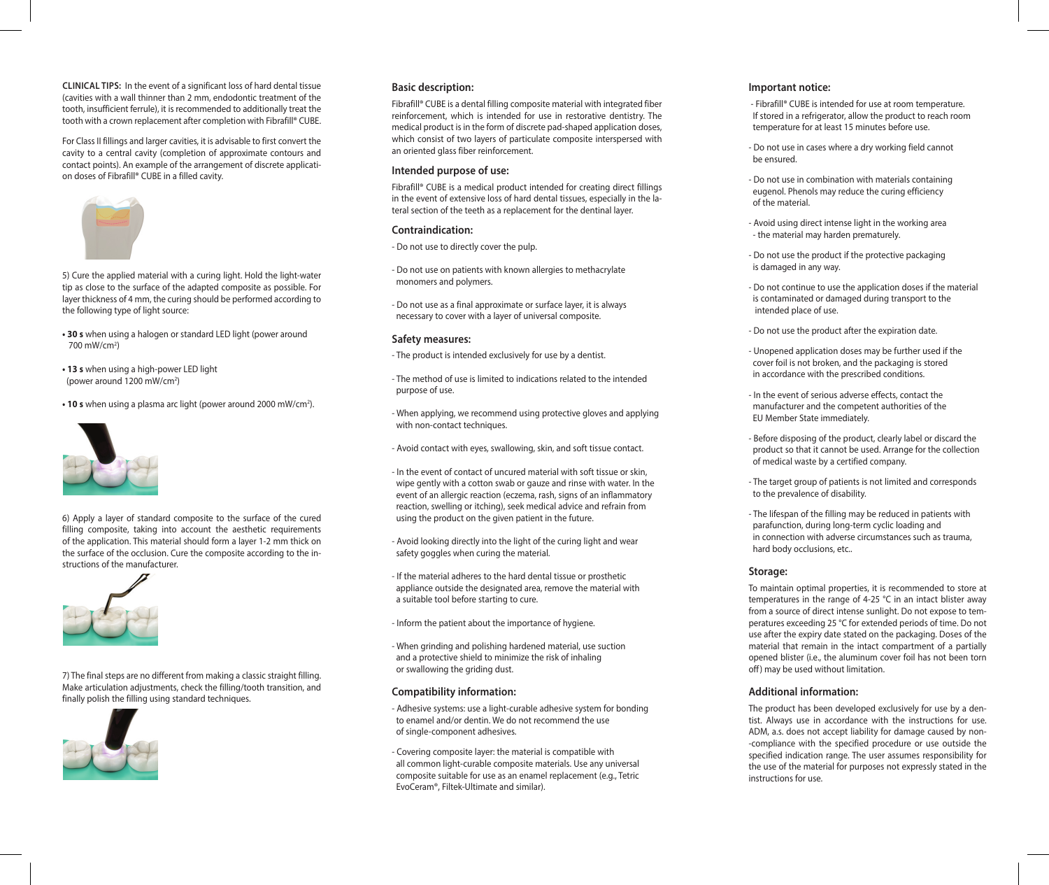**CLINICAL TIPS:** In the event of a significant loss of hard dental tissue (cavities with a wall thinner than 2 mm, endodontic treatment of the tooth, insufficient ferrule), it is recommended to additionally treat the tooth with a crown replacement after completion with Fibrafill® CUBE.

For Class II fillings and larger cavities, it is advisable to first convert the cavity to a central cavity (completion of approximate contours and contact points). An example of the arrangement of discrete application doses of Fibrafill® CUBE in a filled cavity.

5) Cure the applied material with a curing light. Hold the light-water tip as close to the surface of the adapted composite as possible. For layer thickness of 4 mm, the curing should be performed according to the following type of light source:

- **30 s** when using a halogen or standard LED light (power around 700 mW/cm$^2$)
- **13 s** when using a high-power LED light (power around 1200 mW/cm$^2$)
- **10 s** when using a plasma arc light (power around 2000 mW/cm$^2$).

6) Apply a layer of standard composite to the surface of the cured filling composite, taking into account the aesthetic requirements of the application. This material should form a layer 1-2 mm thick on the surface of the occlusion. Cure the composite according to the instructions of the manufacturer.

7) The final steps are no different from making a classic straight filling. Make articulation adjustments, check the filling/tooth transition, and finally polish the filling using standard techniques.

## Basic description:

Fibrafill® CUBE is a dental filling composite material with integrated fiber reinforcement, which is intended for use in restorative dentistry. The medical product is in the form of discrete pad-shaped application doses, which consist of two layers of particulate composite interspersed with an oriented glass fiber reinforcement.

## Intended purpose of use:

Fibrafill® CUBE is a medical product intended for creating direct fillings in the event of extensive loss of hard dental tissues, especially in the lateral section of the teeth as a replacement for the dentinal layer.

## Contraindication:

- Do not use to directly cover the pulp.
- Do not use on patients with known allergies to methacrylate monomers and polymers.
- Do not use as a final approximate or surface layer, it is always necessary to cover with a layer of universal composite.

## Safety measures:

- The product is intended exclusively for use by a dentist.
- The method of use is limited to indications related to the intended purpose of use.
- When applying, we recommend using protective gloves and applying with non-contact techniques.
- Avoid contact with eyes, swallowing, skin, and soft tissue contact.
- In the event of contact of uncured material with soft tissue or skin, wipe gently with a cotton swab or gauze and rinse with water. In the event of an allergic reaction (eczema, rash, signs of an inflammatory reaction, swelling or itching), seek medical advice and refrain from using the product on the given patient in the future.
- Avoid looking directly into the light of the curing light and wear safety goggles when curing the material.
- If the material adheres to the hard dental tissue or prosthetic appliance outside the designated area, remove the material with a suitable tool before starting to cure.
- Inform the patient about the importance of hygiene.
- When grinding and polishing hardened material, use suction and a protective shield to minimize the risk of inhaling or swallowing the griding dust.

## Compatibility information:

- Adhesive systems: use a light-curable adhesive system for bonding to enamel and/or dentin. We do not recommend the use of single-component adhesives.
- Covering composite layer: the material is compatible with all common light-curable composite materials. Use any universal composite suitable for use as an enamel replacement (e.g., Tetric EvoCeram®, Filtek-Ultimate and similar).

## Important notice:

- Fibrafill® CUBE is intended for use at room temperature. If stored in a refrigerator, allow the product to reach room temperature for at least 15 minutes before use.
- Do not use in cases where a dry working field cannot be ensured.
- Do not use in combination with materials containing eugenol. Phenols may reduce the curing efficiency of the material.
- Avoid using direct intense light in the working area - the material may harden prematurely.
- Do not use the product if the protective packaging is damaged in any way.
- Do not continue to use the application doses if the material is contaminated or damaged during transport to the intended place of use.
- Do not use the product after the expiration date.
- Unopened application doses may be further used if the cover foil is not broken, and the packaging is stored in accordance with the prescribed conditions.
- In the event of serious adverse effects, contact the manufacturer and the competent authorities of the EU Member State immediately.
- Before disposing of the product, clearly label or discard the product so that it cannot be used. Arrange for the collection of medical waste by a certified company.
- The target group of patients is not limited and corresponds to the prevalence of disability.
- The lifespan of the filling may be reduced in patients with parafunction, during long-term cyclic loading and in connection with adverse circumstances such as trauma, hard body occlusions, etc..

## Storage:

To maintain optimal properties, it is recommended to store at temperatures in the range of 4-25 °C in an intact blister away from a source of direct intense sunlight. Do not expose to temperatures exceeding 25 °C for extended periods of time. Do not use after the expiry date stated on the packaging. Doses of the material that remain in the intact compartment of a partially opened blister (i.e., the aluminum cover foil has not been torn off) may be used without limitation.

## Additional information:

The product has been developed exclusively for use by a dentist. Always use in accordance with the instructions for use. ADM, a.s. does not accept liability for damage caused by non-compliance with the specified procedure or use outside the specified indication range. The user assumes responsibility for the use of the material for purposes not expressly stated in the instructions for use.